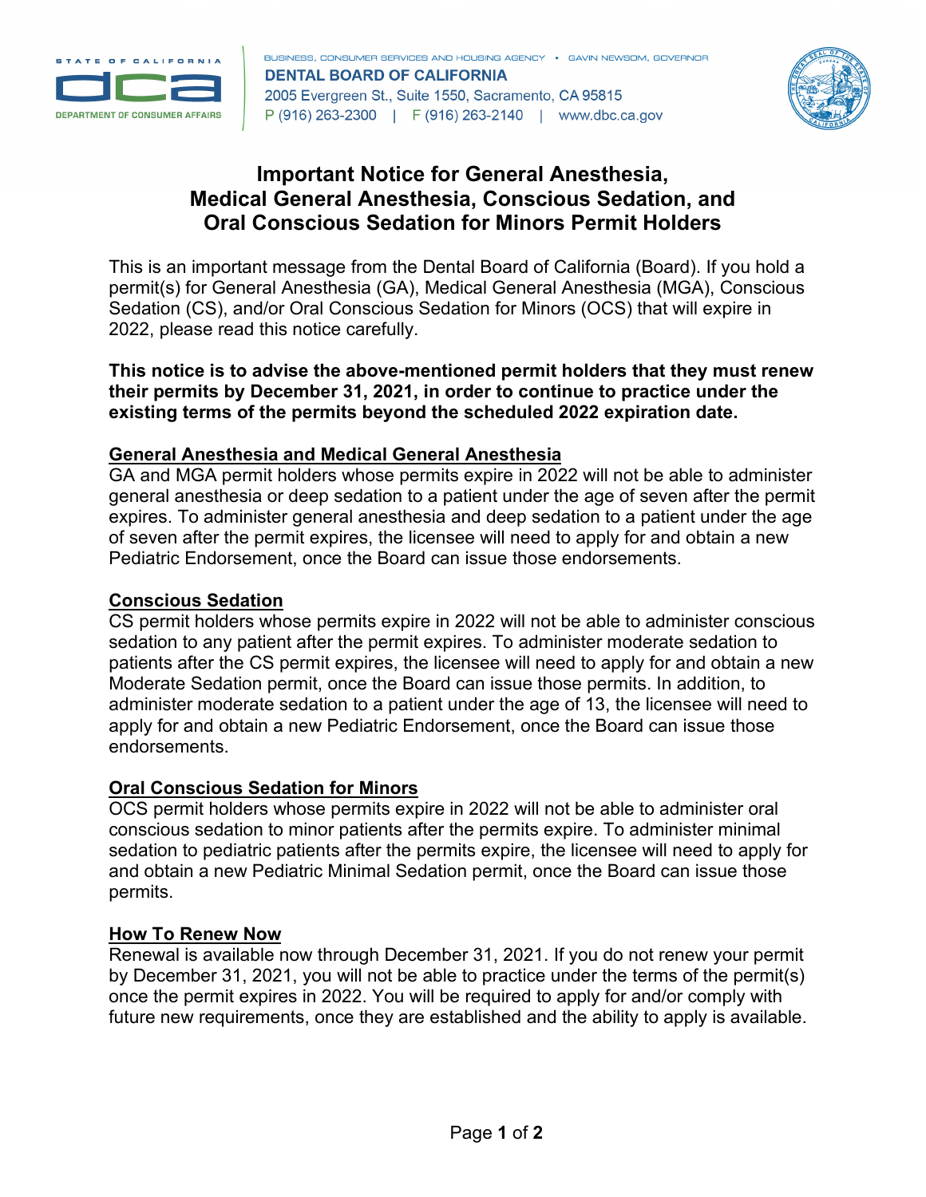STATE OF CALIFORNIA
DEPARTMENT OF CONSUMER AFFAIRS

BUSINESS, CONSUMER SERVICES AND HOUSING AGENCY • GAVIN NEWSOM, GOVERNOR
**DENTAL BOARD OF CALIFORNIA**
2005 Evergreen St., Suite 1550, Sacramento, CA 95815
P (916) 263-2300 | F (916) 263-2140 | www.dbc.ca.gov

# Important Notice for General Anesthesia, Medical General Anesthesia, Conscious Sedation, and Oral Conscious Sedation for Minors Permit Holders

This is an important message from the Dental Board of California (Board). If you hold a permit(s) for General Anesthesia (GA), Medical General Anesthesia (MGA), Conscious Sedation (CS), and/or Oral Conscious Sedation for Minors (OCS) that will expire in 2022, please read this notice carefully.

**This notice is to advise the above-mentioned permit holders that they must renew their permits by December 31, 2021, in order to continue to practice under the existing terms of the permits beyond the scheduled 2022 expiration date.**

## General Anesthesia and Medical General Anesthesia

GA and MGA permit holders whose permits expire in 2022 will not be able to administer general anesthesia or deep sedation to a patient under the age of seven after the permit expires. To administer general anesthesia and deep sedation to a patient under the age of seven after the permit expires, the licensee will need to apply for and obtain a new Pediatric Endorsement, once the Board can issue those endorsements.

## Conscious Sedation

CS permit holders whose permits expire in 2022 will not be able to administer conscious sedation to any patient after the permit expires. To administer moderate sedation to patients after the CS permit expires, the licensee will need to apply for and obtain a new Moderate Sedation permit, once the Board can issue those permits. In addition, to administer moderate sedation to a patient under the age of 13, the licensee will need to apply for and obtain a new Pediatric Endorsement, once the Board can issue those endorsements.

## Oral Conscious Sedation for Minors

OCS permit holders whose permits expire in 2022 will not be able to administer oral conscious sedation to minor patients after the permits expire. To administer minimal sedation to pediatric patients after the permits expire, the licensee will need to apply for and obtain a new Pediatric Minimal Sedation permit, once the Board can issue those permits.

## How To Renew Now

Renewal is available now through December 31, 2021. If you do not renew your permit by December 31, 2021, you will not be able to practice under the terms of the permit(s) once the permit expires in 2022. You will be required to apply for and/or comply with future new requirements, once they are established and the ability to apply is available.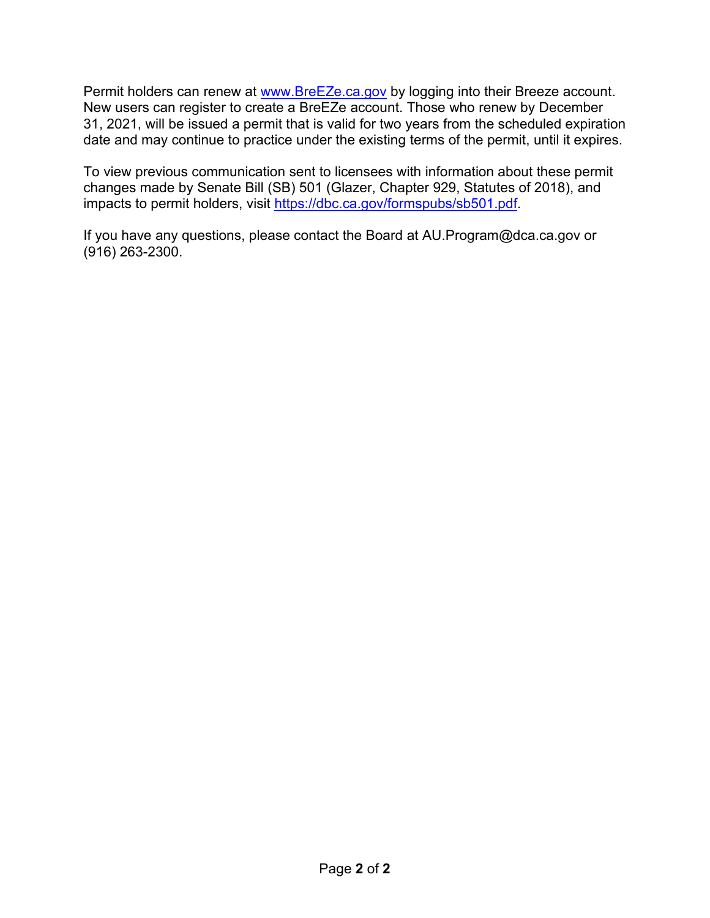Permit holders can renew at [www.BreEZe.ca.gov](http://www.BreEZe.ca.gov) by logging into their Breeze account. New users can register to create a BreEZe account. Those who renew by December 31, 2021, will be issued a permit that is valid for two years from the scheduled expiration date and may continue to practice under the existing terms of the permit, until it expires.

To view previous communication sent to licensees with information about these permit changes made by Senate Bill (SB) 501 (Glazer, Chapter 929, Statutes of 2018), and impacts to permit holders, visit [https://dbc.ca.gov/formspubs/sb501.pdf](https://dbc.ca.gov/formspubs/sb501.pdf).

If you have any questions, please contact the Board at AU.Program@dca.ca.gov or (916) 263-2300.